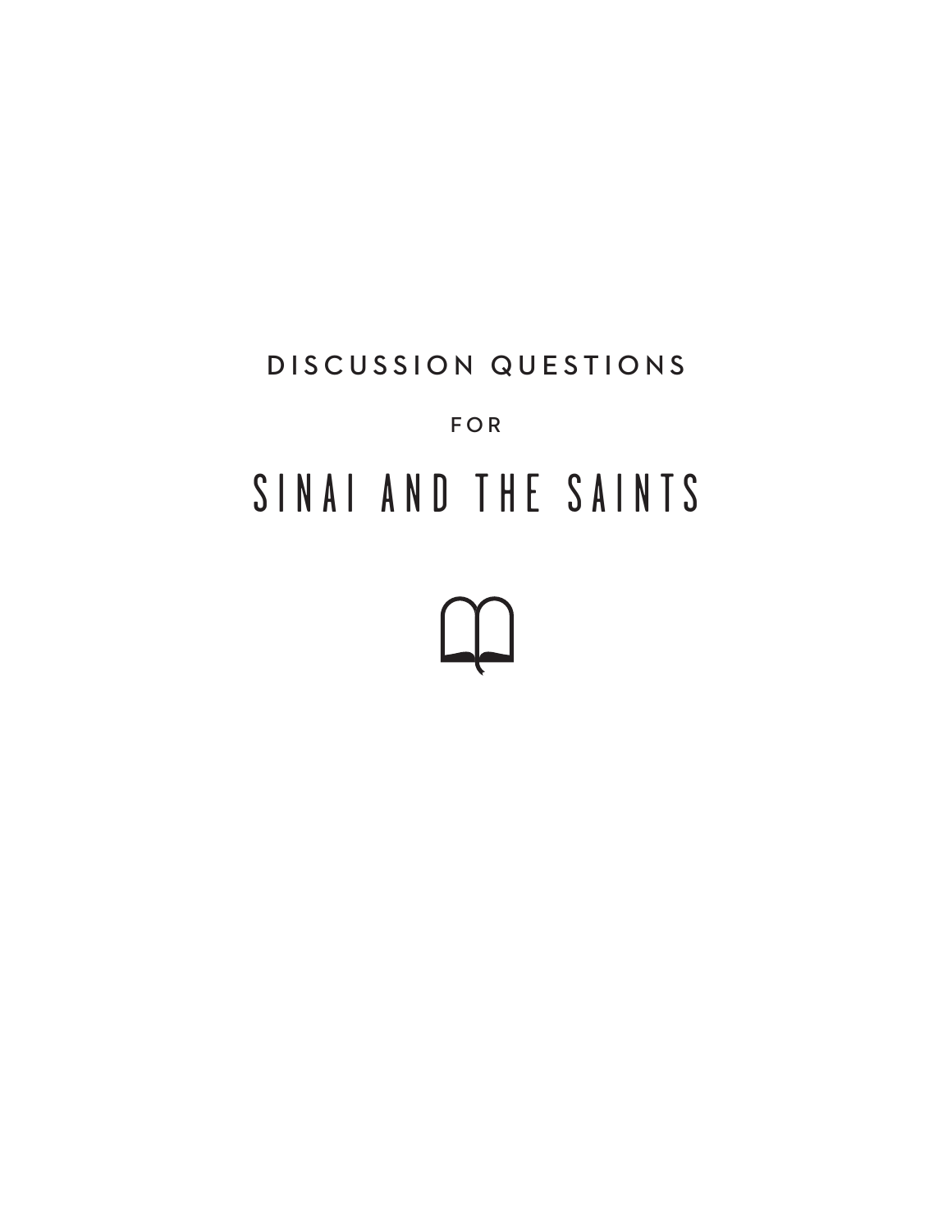DISCUSSION QUESTIONS

FOR

# SINAI AND THE SAINTS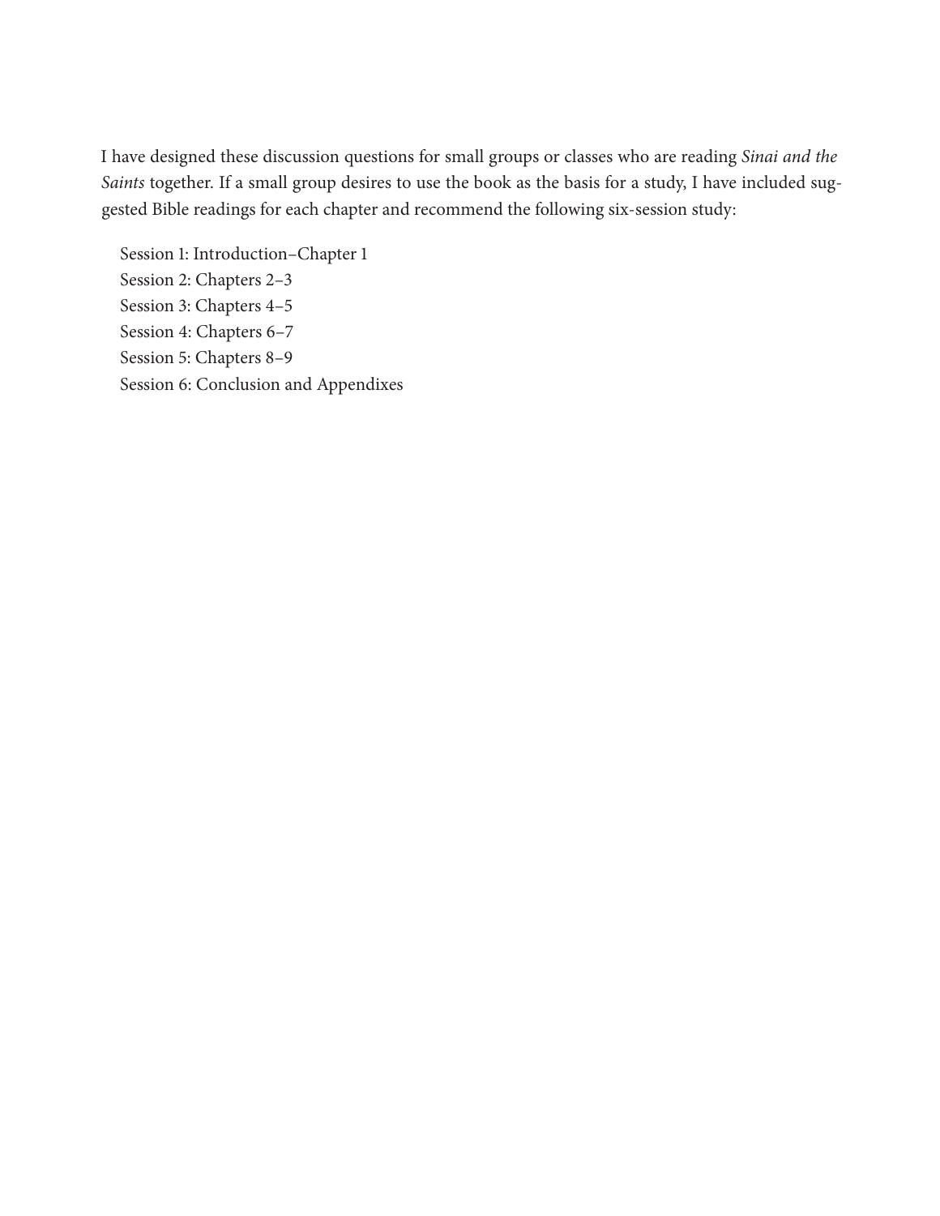I have designed these discussion questions for small groups or classes who are reading *Sinai and the Saints* together. If a small group desires to use the book as the basis for a study, I have included suggested Bible readings for each chapter and recommend the following six-session study:

Session 1: Introduction–Chapter 1
Session 2: Chapters 2–3
Session 3: Chapters 4–5
Session 4: Chapters 6–7
Session 5: Chapters 8–9
Session 6: Conclusion and Appendixes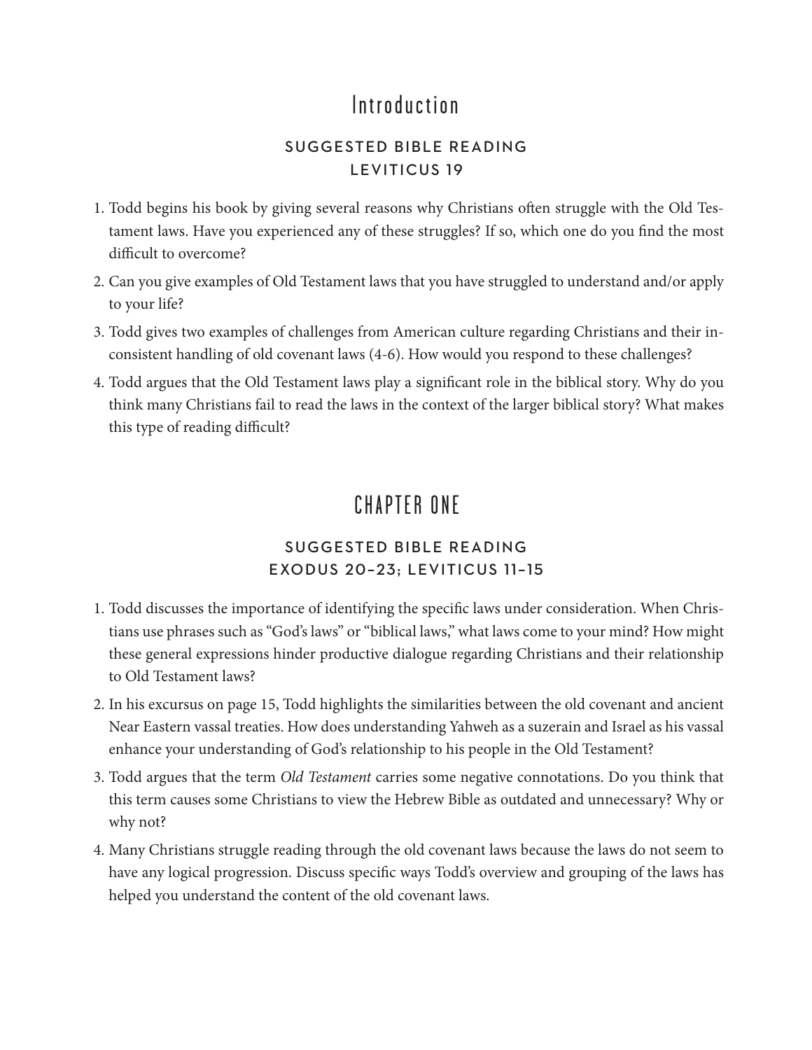# Introduction

## SUGGESTED BIBLE READING
## LEVITICUS 19

1. Todd begins his book by giving several reasons why Christians often struggle with the Old Testament laws. Have you experienced any of these struggles? If so, which one do you find the most difficult to overcome?
2. Can you give examples of Old Testament laws that you have struggled to understand and/or apply to your life?
3. Todd gives two examples of challenges from American culture regarding Christians and their inconsistent handling of old covenant laws (4-6). How would you respond to these challenges?
4. Todd argues that the Old Testament laws play a significant role in the biblical story. Why do you think many Christians fail to read the laws in the context of the larger biblical story? What makes this type of reading difficult?

# CHAPTER ONE

## SUGGESTED BIBLE READING
## EXODUS 20–23; LEVITICUS 11–15

1. Todd discusses the importance of identifying the specific laws under consideration. When Christians use phrases such as "God's laws" or "biblical laws," what laws come to your mind? How might these general expressions hinder productive dialogue regarding Christians and their relationship to Old Testament laws?
2. In his excursus on page 15, Todd highlights the similarities between the old covenant and ancient Near Eastern vassal treaties. How does understanding Yahweh as a suzerain and Israel as his vassal enhance your understanding of God's relationship to his people in the Old Testament?
3. Todd argues that the term *Old Testament* carries some negative connotations. Do you think that this term causes some Christians to view the Hebrew Bible as outdated and unnecessary? Why or why not?
4. Many Christians struggle reading through the old covenant laws because the laws do not seem to have any logical progression. Discuss specific ways Todd's overview and grouping of the laws has helped you understand the content of the old covenant laws.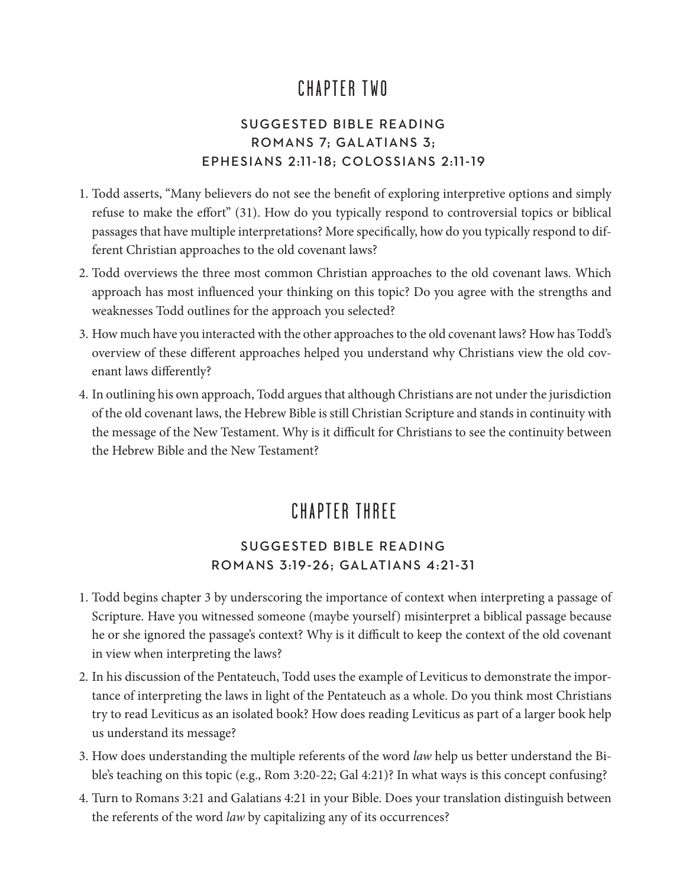# CHAPTER TWO

## SUGGESTED BIBLE READING
## ROMANS 7; GALATIANS 3; EPHESIANS 2:11-18; COLOSSIANS 2:11-19

1. Todd asserts, "Many believers do not see the benefit of exploring interpretive options and simply refuse to make the effort" (31). How do you typically respond to controversial topics or biblical passages that have multiple interpretations? More specifically, how do you typically respond to different Christian approaches to the old covenant laws?
2. Todd overviews the three most common Christian approaches to the old covenant laws. Which approach has most influenced your thinking on this topic? Do you agree with the strengths and weaknesses Todd outlines for the approach you selected?
3. How much have you interacted with the other approaches to the old covenant laws? How has Todd's overview of these different approaches helped you understand why Christians view the old covenant laws differently?
4. In outlining his own approach, Todd argues that although Christians are not under the jurisdiction of the old covenant laws, the Hebrew Bible is still Christian Scripture and stands in continuity with the message of the New Testament. Why is it difficult for Christians to see the continuity between the Hebrew Bible and the New Testament?

# CHAPTER THREE

## SUGGESTED BIBLE READING
## ROMANS 3:19-26; GALATIANS 4:21-31

1. Todd begins chapter 3 by underscoring the importance of context when interpreting a passage of Scripture. Have you witnessed someone (maybe yourself) misinterpret a biblical passage because he or she ignored the passage's context? Why is it difficult to keep the context of the old covenant in view when interpreting the laws?
2. In his discussion of the Pentateuch, Todd uses the example of Leviticus to demonstrate the importance of interpreting the laws in light of the Pentateuch as a whole. Do you think most Christians try to read Leviticus as an isolated book? How does reading Leviticus as part of a larger book help us understand its message?
3. How does understanding the multiple referents of the word *law* help us better understand the Bible's teaching on this topic (e.g., Rom 3:20-22; Gal 4:21)? In what ways is this concept confusing?
4. Turn to Romans 3:21 and Galatians 4:21 in your Bible. Does your translation distinguish between the referents of the word *law* by capitalizing any of its occurrences?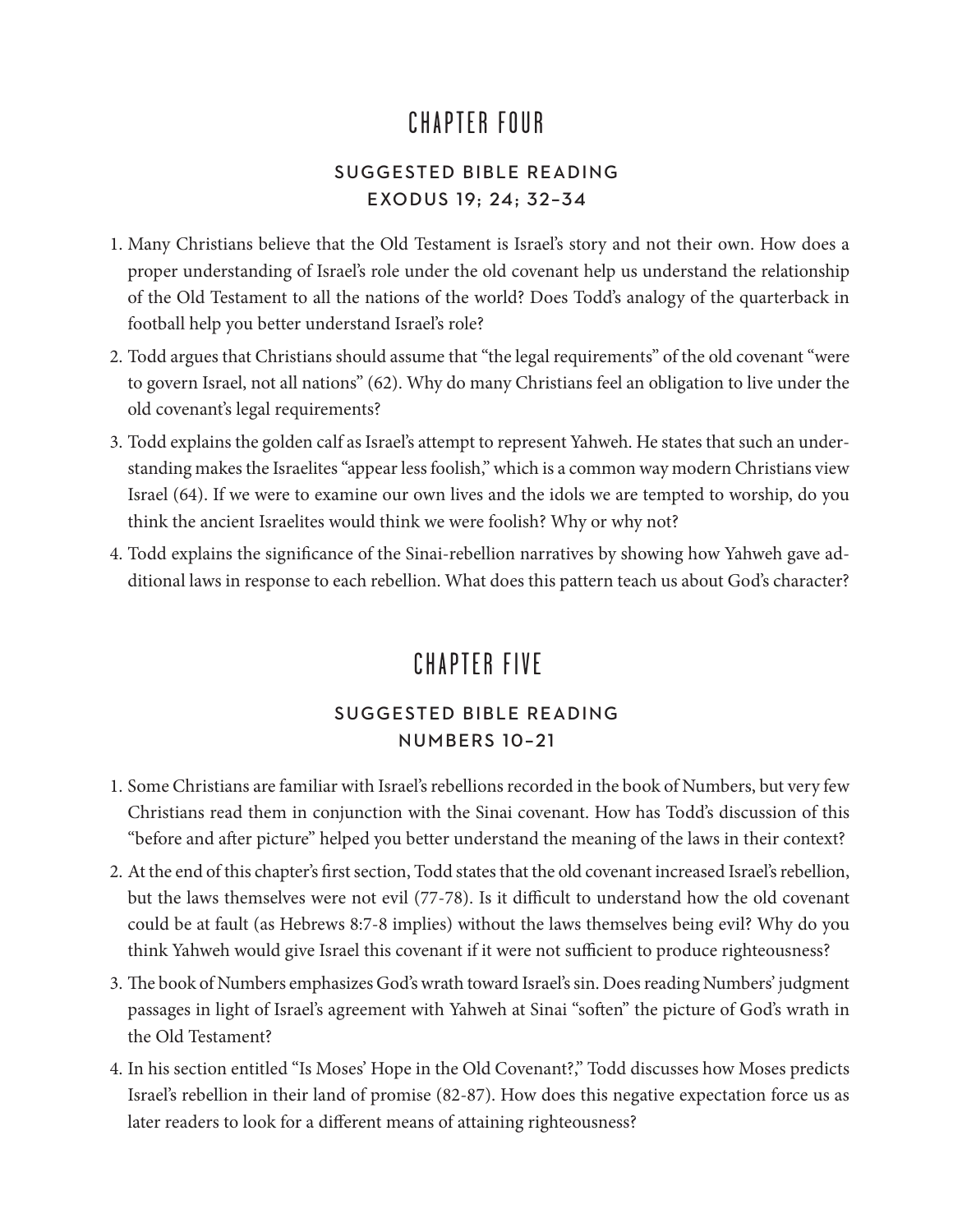# CHAPTER FOUR

## SUGGESTED BIBLE READING
## EXODUS 19; 24; 32–34

1. Many Christians believe that the Old Testament is Israel's story and not their own. How does a proper understanding of Israel's role under the old covenant help us understand the relationship of the Old Testament to all the nations of the world? Does Todd's analogy of the quarterback in football help you better understand Israel's role?
2. Todd argues that Christians should assume that "the legal requirements" of the old covenant "were to govern Israel, not all nations" (62). Why do many Christians feel an obligation to live under the old covenant's legal requirements?
3. Todd explains the golden calf as Israel's attempt to represent Yahweh. He states that such an understanding makes the Israelites "appear less foolish," which is a common way modern Christians view Israel (64). If we were to examine our own lives and the idols we are tempted to worship, do you think the ancient Israelites would think we were foolish? Why or why not?
4. Todd explains the significance of the Sinai-rebellion narratives by showing how Yahweh gave additional laws in response to each rebellion. What does this pattern teach us about God's character?

# CHAPTER FIVE

## SUGGESTED BIBLE READING
## NUMBERS 10–21

1. Some Christians are familiar with Israel's rebellions recorded in the book of Numbers, but very few Christians read them in conjunction with the Sinai covenant. How has Todd's discussion of this "before and after picture" helped you better understand the meaning of the laws in their context?
2. At the end of this chapter's first section, Todd states that the old covenant increased Israel's rebellion, but the laws themselves were not evil (77-78). Is it difficult to understand how the old covenant could be at fault (as Hebrews 8:7-8 implies) without the laws themselves being evil? Why do you think Yahweh would give Israel this covenant if it were not sufficient to produce righteousness?
3. The book of Numbers emphasizes God's wrath toward Israel's sin. Does reading Numbers' judgment passages in light of Israel's agreement with Yahweh at Sinai "soften" the picture of God's wrath in the Old Testament?
4. In his section entitled "Is Moses' Hope in the Old Covenant?," Todd discusses how Moses predicts Israel's rebellion in their land of promise (82-87). How does this negative expectation force us as later readers to look for a different means of attaining righteousness?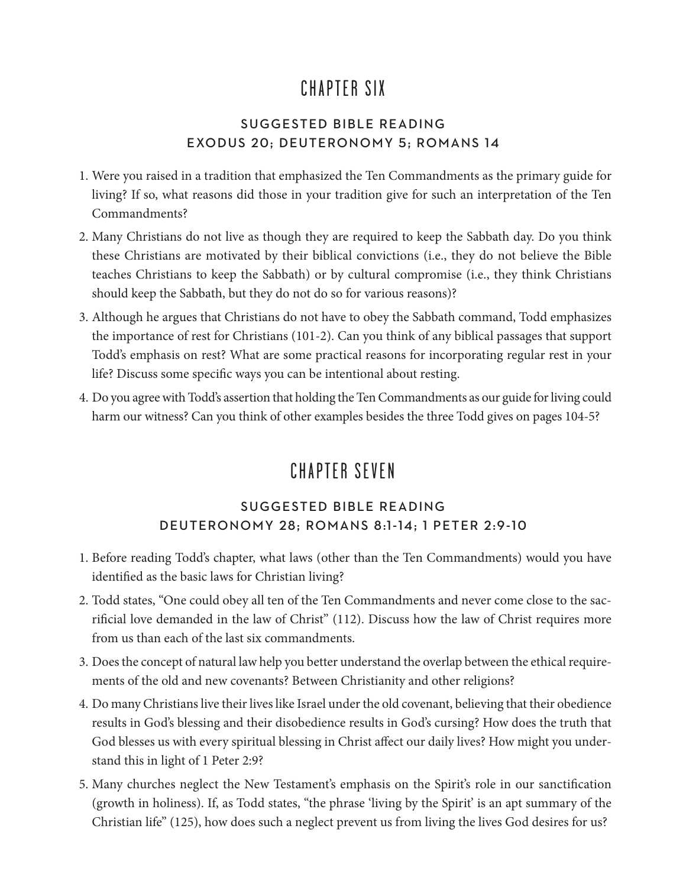# CHAPTER SIX

### SUGGESTED BIBLE READING
### EXODUS 20; DEUTERONOMY 5; ROMANS 14

1. Were you raised in a tradition that emphasized the Ten Commandments as the primary guide for living? If so, what reasons did those in your tradition give for such an interpretation of the Ten Commandments?
2. Many Christians do not live as though they are required to keep the Sabbath day. Do you think these Christians are motivated by their biblical convictions (i.e., they do not believe the Bible teaches Christians to keep the Sabbath) or by cultural compromise (i.e., they think Christians should keep the Sabbath, but they do not do so for various reasons)?
3. Although he argues that Christians do not have to obey the Sabbath command, Todd emphasizes the importance of rest for Christians (101-2). Can you think of any biblical passages that support Todd's emphasis on rest? What are some practical reasons for incorporating regular rest in your life? Discuss some specific ways you can be intentional about resting.
4. Do you agree with Todd's assertion that holding the Ten Commandments as our guide for living could harm our witness? Can you think of other examples besides the three Todd gives on pages 104-5?

# CHAPTER SEVEN

### SUGGESTED BIBLE READING
### DEUTERONOMY 28; ROMANS 8:1-14; 1 PETER 2:9-10

1. Before reading Todd's chapter, what laws (other than the Ten Commandments) would you have identified as the basic laws for Christian living?
2. Todd states, "One could obey all ten of the Ten Commandments and never come close to the sacrificial love demanded in the law of Christ" (112). Discuss how the law of Christ requires more from us than each of the last six commandments.
3. Does the concept of natural law help you better understand the overlap between the ethical requirements of the old and new covenants? Between Christianity and other religions?
4. Do many Christians live their lives like Israel under the old covenant, believing that their obedience results in God's blessing and their disobedience results in God's cursing? How does the truth that God blesses us with every spiritual blessing in Christ affect our daily lives? How might you understand this in light of 1 Peter 2:9?
5. Many churches neglect the New Testament's emphasis on the Spirit's role in our sanctification (growth in holiness). If, as Todd states, "the phrase 'living by the Spirit' is an apt summary of the Christian life" (125), how does such a neglect prevent us from living the lives God desires for us?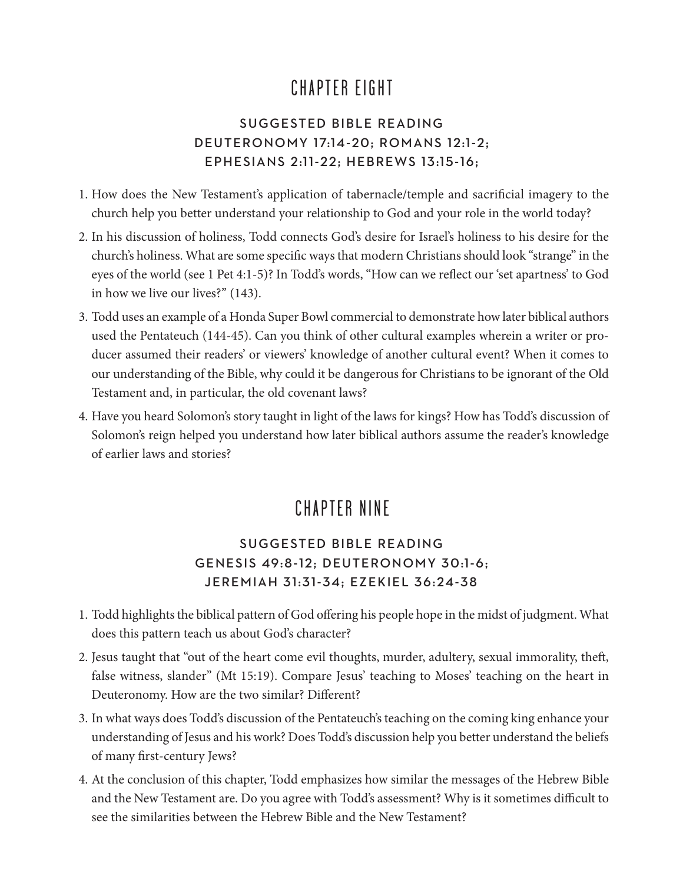## CHAPTER EIGHT

### SUGGESTED BIBLE READING
### DEUTERONOMY 17:14-20; ROMANS 12:1-2; EPHESIANS 2:11-22; HEBREWS 13:15-16;

1. How does the New Testament's application of tabernacle/temple and sacrificial imagery to the church help you better understand your relationship to God and your role in the world today?
2. In his discussion of holiness, Todd connects God's desire for Israel's holiness to his desire for the church's holiness. What are some specific ways that modern Christians should look "strange" in the eyes of the world (see 1 Pet 4:1-5)? In Todd's words, "How can we reflect our 'set apartness' to God in how we live our lives?" (143).
3. Todd uses an example of a Honda Super Bowl commercial to demonstrate how later biblical authors used the Pentateuch (144-45). Can you think of other cultural examples wherein a writer or producer assumed their readers' or viewers' knowledge of another cultural event? When it comes to our understanding of the Bible, why could it be dangerous for Christians to be ignorant of the Old Testament and, in particular, the old covenant laws?
4. Have you heard Solomon's story taught in light of the laws for kings? How has Todd's discussion of Solomon's reign helped you understand how later biblical authors assume the reader's knowledge of earlier laws and stories?

## CHAPTER NINE

### SUGGESTED BIBLE READING
### GENESIS 49:8-12; DEUTERONOMY 30:1-6; JEREMIAH 31:31-34; EZEKIEL 36:24-38

1. Todd highlights the biblical pattern of God offering his people hope in the midst of judgment. What does this pattern teach us about God's character?
2. Jesus taught that "out of the heart come evil thoughts, murder, adultery, sexual immorality, theft, false witness, slander" (Mt 15:19). Compare Jesus' teaching to Moses' teaching on the heart in Deuteronomy. How are the two similar? Different?
3. In what ways does Todd's discussion of the Pentateuch's teaching on the coming king enhance your understanding of Jesus and his work? Does Todd's discussion help you better understand the beliefs of many first-century Jews?
4. At the conclusion of this chapter, Todd emphasizes how similar the messages of the Hebrew Bible and the New Testament are. Do you agree with Todd's assessment? Why is it sometimes difficult to see the similarities between the Hebrew Bible and the New Testament?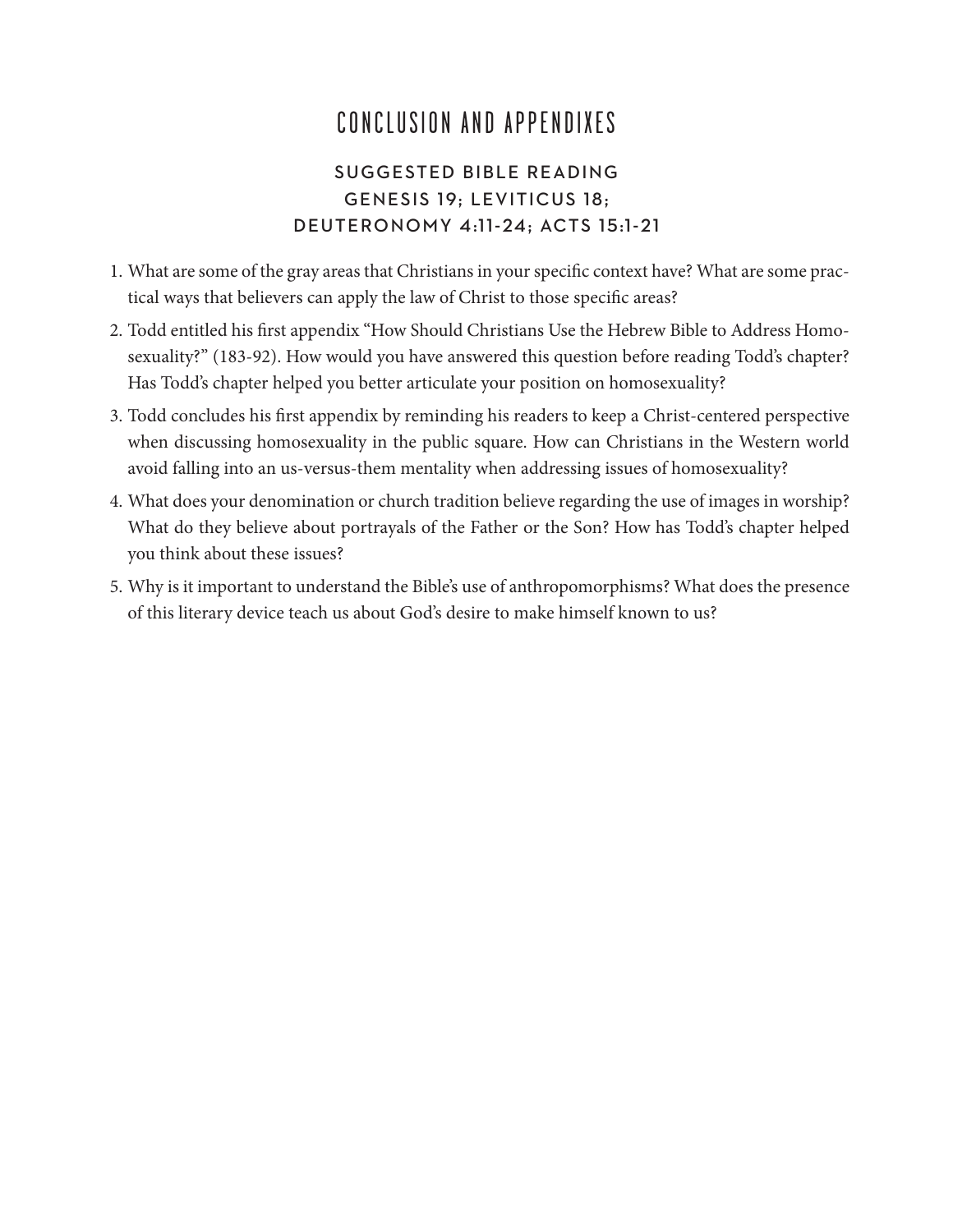# CONCLUSION AND APPENDIXES

## SUGGESTED BIBLE READING
## GENESIS 19; LEVITICUS 18; DEUTERONOMY 4:11-24; ACTS 15:1-21

1. What are some of the gray areas that Christians in your specific context have? What are some practical ways that believers can apply the law of Christ to those specific areas?
2. Todd entitled his first appendix "How Should Christians Use the Hebrew Bible to Address Homosexuality?" (183-92). How would you have answered this question before reading Todd's chapter? Has Todd's chapter helped you better articulate your position on homosexuality?
3. Todd concludes his first appendix by reminding his readers to keep a Christ-centered perspective when discussing homosexuality in the public square. How can Christians in the Western world avoid falling into an us-versus-them mentality when addressing issues of homosexuality?
4. What does your denomination or church tradition believe regarding the use of images in worship? What do they believe about portrayals of the Father or the Son? How has Todd's chapter helped you think about these issues?
5. Why is it important to understand the Bible's use of anthropomorphisms? What does the presence of this literary device teach us about God's desire to make himself known to us?